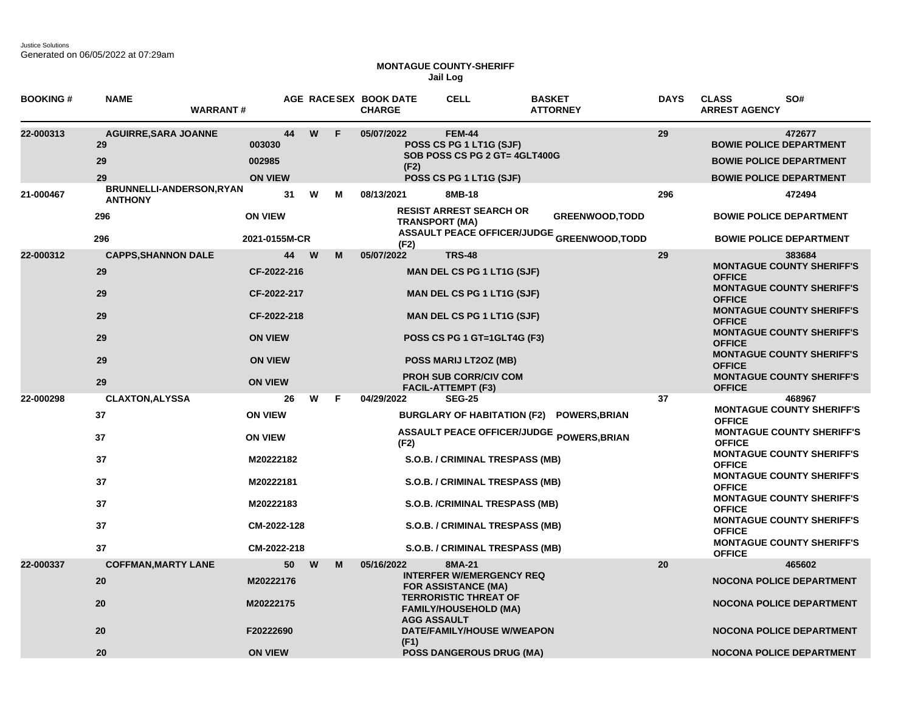Justice Solutions
Generated on 06/05/2022 at 07:29am

**MONTAGUE COUNTY-SHERIFF**
**Jail Log**

| BOOKING # | NAME | WARRANT # | AGE | RACE | SEX | BOOK DATE / CHARGE | CELL | BASKET / ATTORNEY | DAYS | CLASS / ARREST AGENCY | SO# |
|---|---|---|---|---|---|---|---|---|---|---|---|
| 22-000313 | AGUIRRE,SARA JOANNE | | 44 | W | F | 05/07/2022 | FEM-44 | | 29 | | 472677 |
| | 29 | 003030 | | | | POSS CS PG 1 LT1G (SJF) | | | | BOWIE POLICE DEPARTMENT | |
| | 29 | 002985 | | | | SOB POSS CS PG 2 GT= 4GLT400G (F2) | | | | BOWIE POLICE DEPARTMENT | |
| | 29 | ON VIEW | | | | POSS CS PG 1 LT1G (SJF) | | | | BOWIE POLICE DEPARTMENT | |
| 21-000467 | BRUNNELLI-ANDERSON,RYAN ANTHONY | | 31 | W | M | 08/13/2021 | 8MB-18 | | 296 | | 472494 |
| | 296 | ON VIEW | | | | RESIST ARREST SEARCH OR TRANSPORT (MA) | | GREENWOOD,TODD | | BOWIE POLICE DEPARTMENT | |
| | 296 | 2021-0155M-CR | | | | ASSAULT PEACE OFFICER/JUDGE (F2) | | GREENWOOD,TODD | | BOWIE POLICE DEPARTMENT | |
| 22-000312 | CAPPS,SHANNON DALE | | 44 | W | M | 05/07/2022 | TRS-48 | | 29 | | 383684 |
| | 29 | CF-2022-216 | | | | MAN DEL CS PG 1 LT1G (SJF) | | | | MONTAGUE COUNTY SHERIFF'S OFFICE | |
| | 29 | CF-2022-217 | | | | MAN DEL CS PG 1 LT1G (SJF) | | | | MONTAGUE COUNTY SHERIFF'S OFFICE | |
| | 29 | CF-2022-218 | | | | MAN DEL CS PG 1 LT1G (SJF) | | | | MONTAGUE COUNTY SHERIFF'S OFFICE | |
| | 29 | ON VIEW | | | | POSS CS PG 1 GT=1GLT4G (F3) | | | | MONTAGUE COUNTY SHERIFF'S OFFICE | |
| | 29 | ON VIEW | | | | POSS MARIJ LT2OZ (MB) | | | | MONTAGUE COUNTY SHERIFF'S OFFICE | |
| | 29 | ON VIEW | | | | PROH SUB CORR/CIV COM FACIL-ATTEMPT (F3) | | | | MONTAGUE COUNTY SHERIFF'S OFFICE | |
| 22-000298 | CLAXTON,ALYSSA | | 26 | W | F | 04/29/2022 | SEG-25 | | 37 | | 468967 |
| | 37 | ON VIEW | | | | BURGLARY OF HABITATION (F2) | | POWERS,BRIAN | | MONTAGUE COUNTY SHERIFF'S OFFICE | |
| | 37 | ON VIEW | | | | ASSAULT PEACE OFFICER/JUDGE (F2) | | POWERS,BRIAN | | MONTAGUE COUNTY SHERIFF'S OFFICE | |
| | 37 | M20222182 | | | | S.O.B. / CRIMINAL TRESPASS (MB) | | | | MONTAGUE COUNTY SHERIFF'S OFFICE | |
| | 37 | M20222181 | | | | S.O.B. / CRIMINAL TRESPASS (MB) | | | | MONTAGUE COUNTY SHERIFF'S OFFICE | |
| | 37 | M20222183 | | | | S.O.B. /CRIMINAL TRESPASS (MB) | | | | MONTAGUE COUNTY SHERIFF'S OFFICE | |
| | 37 | CM-2022-128 | | | | S.O.B. / CRIMINAL TRESPASS (MB) | | | | MONTAGUE COUNTY SHERIFF'S OFFICE | |
| | 37 | CM-2022-218 | | | | S.O.B. / CRIMINAL TRESPASS (MB) | | | | MONTAGUE COUNTY SHERIFF'S OFFICE | |
| 22-000337 | COFFMAN,MARTY LANE | | 50 | W | M | 05/16/2022 | 8MA-21 | | 20 | | 465602 |
| | 20 | M20222176 | | | | INTERFER W/EMERGENCY REQ FOR ASSISTANCE (MA) | | | | NOCONA POLICE DEPARTMENT | |
| | 20 | M20222175 | | | | TERRORISTIC THREAT OF FAMILY/HOUSEHOLD (MA) | | | | NOCONA POLICE DEPARTMENT | |
| | 20 | F20222690 | | | | AGG ASSAULT DATE/FAMILY/HOUSE W/WEAPON (F1) | | | | NOCONA POLICE DEPARTMENT | |
| | 20 | ON VIEW | | | | POSS DANGEROUS DRUG (MA) | | | | NOCONA POLICE DEPARTMENT | |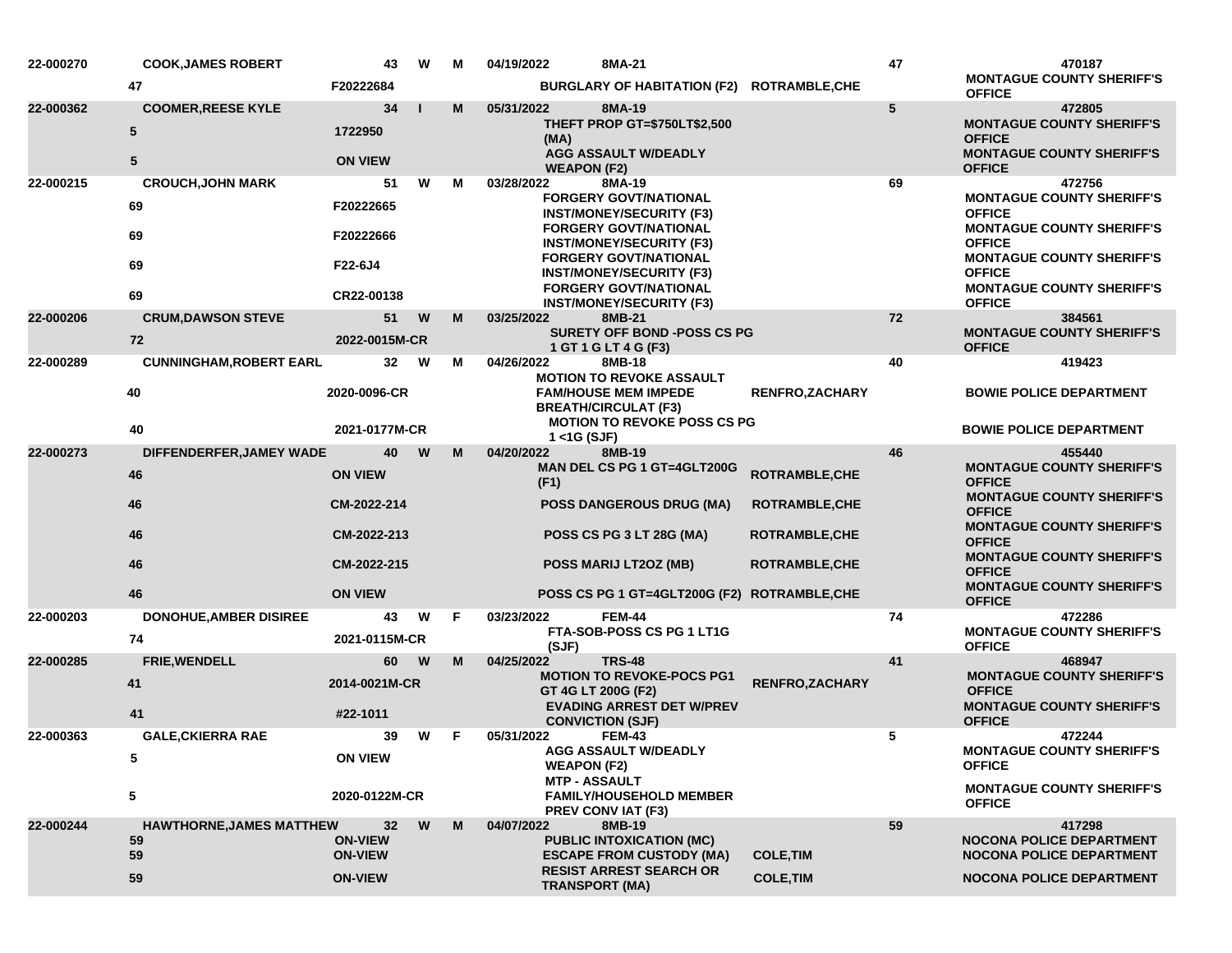| | | | | | | | | | |
|---|---|---|---|---|---|---|---|---|---|
| 22-000270 | COOK,JAMES ROBERT | 43 | W | M | 04/19/2022 | 8MA-21 | | 47 | 470187 |
| | 47 | F20222684 | | | | BURGLARY OF HABITATION (F2) | ROTRAMBLE,CHE | | MONTAGUE COUNTY SHERIFF'S OFFICE |
| 22-000362 | COOMER,REESE KYLE | 34 | I | M | 05/31/2022 | 8MA-19 | | 5 | 472805 |
| | 5 | 1722950 | | | | THEFT PROP GT=$750LT$2,500 (MA) | | | MONTAGUE COUNTY SHERIFF'S OFFICE |
| | 5 | ON VIEW | | | | AGG ASSAULT W/DEADLY WEAPON (F2) | | | MONTAGUE COUNTY SHERIFF'S OFFICE |
| 22-000215 | CROUCH,JOHN MARK | 51 | W | M | 03/28/2022 | 8MA-19 | | 69 | 472756 |
| | 69 | F20222665 | | | | FORGERY GOVT/NATIONAL INST/MONEY/SECURITY (F3) | | | MONTAGUE COUNTY SHERIFF'S OFFICE |
| | 69 | F20222666 | | | | FORGERY GOVT/NATIONAL INST/MONEY/SECURITY (F3) | | | MONTAGUE COUNTY SHERIFF'S OFFICE |
| | 69 | F22-6J4 | | | | FORGERY GOVT/NATIONAL INST/MONEY/SECURITY (F3) | | | MONTAGUE COUNTY SHERIFF'S OFFICE |
| | 69 | CR22-00138 | | | | FORGERY GOVT/NATIONAL INST/MONEY/SECURITY (F3) | | | MONTAGUE COUNTY SHERIFF'S OFFICE |
| 22-000206 | CRUM,DAWSON STEVE | 51 | W | M | 03/25/2022 | 8MB-21 | | 72 | 384561 |
| | 72 | 2022-0015M-CR | | | | SURETY OFF BOND -POSS CS PG 1 GT 1 G LT 4 G (F3) | | | MONTAGUE COUNTY SHERIFF'S OFFICE |
| 22-000289 | CUNNINGHAM,ROBERT EARL | 32 | W | M | 04/26/2022 | 8MB-18 | | 40 | 419423 |
| | 40 | 2020-0096-CR | | | | MOTION TO REVOKE ASSAULT FAM/HOUSE MEM IMPEDE BREATH/CIRCULAT (F3) | RENFRO,ZACHARY | | BOWIE POLICE DEPARTMENT |
| | 40 | 2021-0177M-CR | | | | MOTION TO REVOKE POSS CS PG 1 <1G (SJF) | | | BOWIE POLICE DEPARTMENT |
| 22-000273 | DIFFENDERFER,JAMEY WADE | 40 | W | M | 04/20/2022 | 8MB-19 | | 46 | 455440 |
| | 46 | ON VIEW | | | | MAN DEL CS PG 1 GT=4GLT200G (F1) | ROTRAMBLE,CHE | | MONTAGUE COUNTY SHERIFF'S OFFICE |
| | 46 | CM-2022-214 | | | | POSS DANGEROUS DRUG (MA) | ROTRAMBLE,CHE | | MONTAGUE COUNTY SHERIFF'S OFFICE |
| | 46 | CM-2022-213 | | | | POSS CS PG 3 LT 28G (MA) | ROTRAMBLE,CHE | | MONTAGUE COUNTY SHERIFF'S OFFICE |
| | 46 | CM-2022-215 | | | | POSS MARIJ LT2OZ (MB) | ROTRAMBLE,CHE | | MONTAGUE COUNTY SHERIFF'S OFFICE |
| | 46 | ON VIEW | | | | POSS CS PG 1 GT=4GLT200G (F2) | ROTRAMBLE,CHE | | MONTAGUE COUNTY SHERIFF'S OFFICE |
| 22-000203 | DONOHUE,AMBER DISIREE | 43 | W | F | 03/23/2022 | FEM-44 | | 74 | 472286 |
| | 74 | 2021-0115M-CR | | | | FTA-SOB-POSS CS PG 1 LT1G (SJF) | | | MONTAGUE COUNTY SHERIFF'S OFFICE |
| 22-000285 | FRIE,WENDELL | 60 | W | M | 04/25/2022 | TRS-48 | | 41 | 468947 |
| | 41 | 2014-0021M-CR | | | | MOTION TO REVOKE-POCS PG1 GT 4G LT 200G (F2) | RENFRO,ZACHARY | | MONTAGUE COUNTY SHERIFF'S OFFICE |
| | 41 | #22-1011 | | | | EVADING ARREST DET W/PREV CONVICTION (SJF) | | | MONTAGUE COUNTY SHERIFF'S OFFICE |
| 22-000363 | GALE,CKIERRA RAE | 39 | W | F | 05/31/2022 | FEM-43 | | 5 | 472244 |
| | 5 | ON VIEW | | | | AGG ASSAULT W/DEADLY WEAPON (F2) | | | MONTAGUE COUNTY SHERIFF'S OFFICE |
| | 5 | 2020-0122M-CR | | | | MTP - ASSAULT FAMILY/HOUSEHOLD MEMBER PREV CONV IAT (F3) | | | MONTAGUE COUNTY SHERIFF'S OFFICE |
| 22-000244 | HAWTHORNE,JAMES MATTHEW | 32 | W | M | 04/07/2022 | 8MB-19 | | 59 | 417298 |
| | 59 | ON-VIEW | | | | PUBLIC INTOXICATION (MC) | | | NOCONA POLICE DEPARTMENT |
| | 59 | ON-VIEW | | | | ESCAPE FROM CUSTODY (MA) | COLE,TIM | | NOCONA POLICE DEPARTMENT |
| | 59 | ON-VIEW | | | | RESIST ARREST SEARCH OR TRANSPORT (MA) | COLE,TIM | | NOCONA POLICE DEPARTMENT |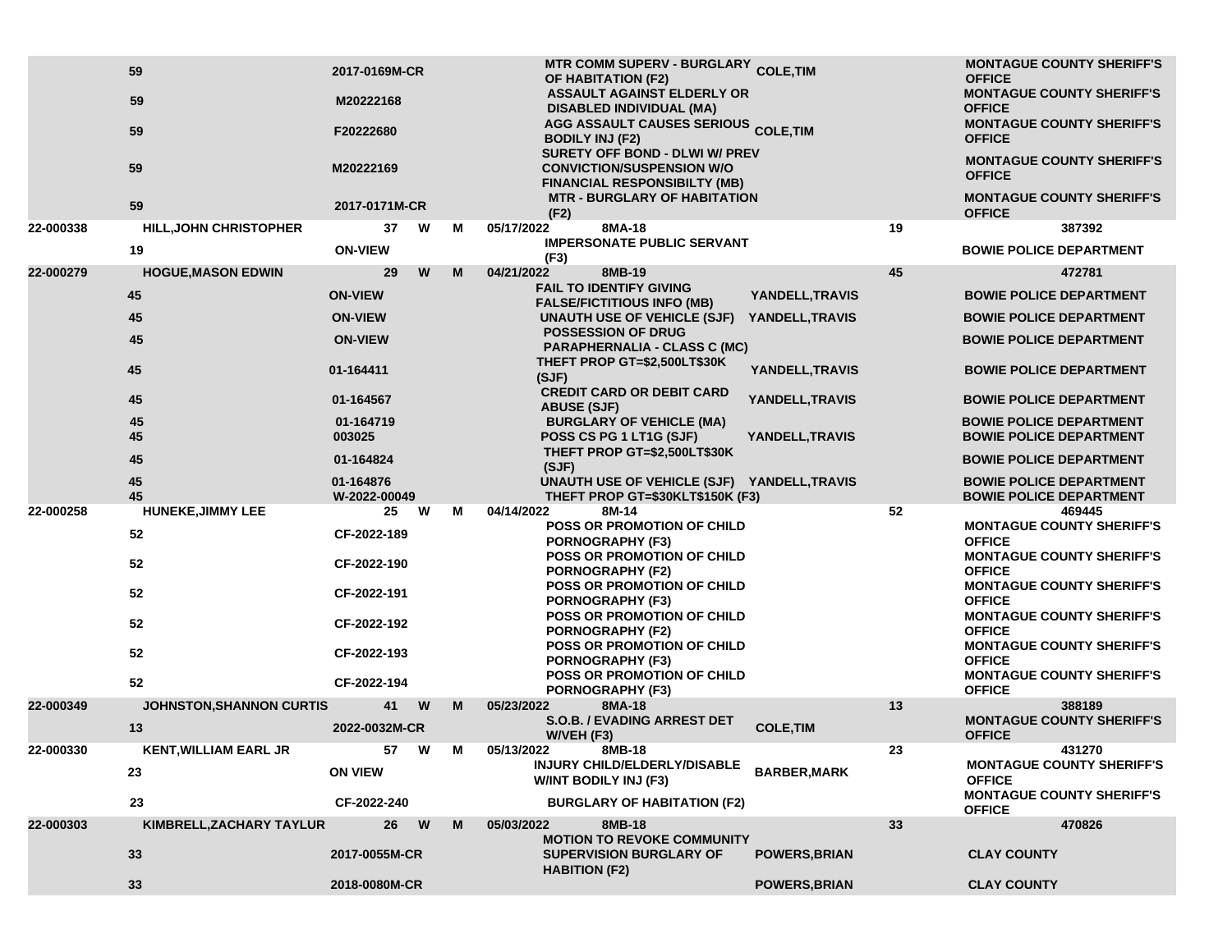|  |  |  |  |  |  |  |  |  |
|---|---|---|---|---|---|---|---|---|
|  | 59 | 2017-0169M-CR |  |  | MTR COMM SUPERV - BURGLARY OF HABITATION (F2) | COLE,TIM |  | MONTAGUE COUNTY SHERIFF'S OFFICE |
|  | 59 | M20222168 |  |  | ASSAULT AGAINST ELDERLY OR DISABLED INDIVIDUAL (MA) |  |  | MONTAGUE COUNTY SHERIFF'S OFFICE |
|  | 59 | F20222680 |  |  | AGG ASSAULT CAUSES SERIOUS BODILY INJ (F2) | COLE,TIM |  | MONTAGUE COUNTY SHERIFF'S OFFICE |
|  | 59 | M20222169 |  |  | SURETY OFF BOND - DLWI W/ PREV CONVICTION/SUSPENSION W/O FINANCIAL RESPONSIBILTY (MB) |  |  | MONTAGUE COUNTY SHERIFF'S OFFICE |
|  | 59 | 2017-0171M-CR |  |  | MTR - BURGLARY OF HABITATION (F2) |  |  | MONTAGUE COUNTY SHERIFF'S OFFICE |
| 22-000338 | HILL,JOHN CHRISTOPHER | 37 | W | M | 05/17/2022 8MA-18 |  | 19 | 387392 |
|  | 19 | ON-VIEW |  |  | IMPERSONATE PUBLIC SERVANT (F3) |  |  | BOWIE POLICE DEPARTMENT |
| 22-000279 | HOGUE,MASON EDWIN | 29 | W | M | 04/21/2022 8MB-19 |  | 45 | 472781 |
|  | 45 | ON-VIEW |  |  | FAIL TO IDENTIFY GIVING FALSE/FICTITIOUS INFO (MB) | YANDELL,TRAVIS |  | BOWIE POLICE DEPARTMENT |
|  | 45 | ON-VIEW |  |  | UNAUTH USE OF VEHICLE (SJF) | YANDELL,TRAVIS |  | BOWIE POLICE DEPARTMENT |
|  | 45 | ON-VIEW |  |  | POSSESSION OF DRUG PARAPHERNALIA - CLASS C (MC) |  |  | BOWIE POLICE DEPARTMENT |
|  | 45 | 01-164411 |  |  | THEFT PROP GT=$2,500LT$30K (SJF) | YANDELL,TRAVIS |  | BOWIE POLICE DEPARTMENT |
|  | 45 | 01-164567 |  |  | CREDIT CARD OR DEBIT CARD ABUSE (SJF) | YANDELL,TRAVIS |  | BOWIE POLICE DEPARTMENT |
|  | 45 | 01-164719 |  |  | BURGLARY OF VEHICLE (MA) |  |  | BOWIE POLICE DEPARTMENT |
|  | 45 | 003025 |  |  | POSS CS PG 1 LT1G (SJF) | YANDELL,TRAVIS |  | BOWIE POLICE DEPARTMENT |
|  | 45 | 01-164824 |  |  | THEFT PROP GT=$2,500LT$30K (SJF) |  |  | BOWIE POLICE DEPARTMENT |
|  | 45 | 01-164876 |  |  | UNAUTH USE OF VEHICLE (SJF) | YANDELL,TRAVIS |  | BOWIE POLICE DEPARTMENT |
|  | 45 | W-2022-00049 |  |  | THEFT PROP GT=$30KLT$150K (F3) |  |  | BOWIE POLICE DEPARTMENT |
| 22-000258 | HUNEKE,JIMMY LEE | 25 | W | M | 04/14/2022 8M-14 |  | 52 | 469445 |
|  | 52 | CF-2022-189 |  |  | POSS OR PROMOTION OF CHILD PORNOGRAPHY (F3) |  |  | MONTAGUE COUNTY SHERIFF'S OFFICE |
|  | 52 | CF-2022-190 |  |  | POSS OR PROMOTION OF CHILD PORNOGRAPHY (F2) |  |  | MONTAGUE COUNTY SHERIFF'S OFFICE |
|  | 52 | CF-2022-191 |  |  | POSS OR PROMOTION OF CHILD PORNOGRAPHY (F3) |  |  | MONTAGUE COUNTY SHERIFF'S OFFICE |
|  | 52 | CF-2022-192 |  |  | POSS OR PROMOTION OF CHILD PORNOGRAPHY (F2) |  |  | MONTAGUE COUNTY SHERIFF'S OFFICE |
|  | 52 | CF-2022-193 |  |  | POSS OR PROMOTION OF CHILD PORNOGRAPHY (F3) |  |  | MONTAGUE COUNTY SHERIFF'S OFFICE |
|  | 52 | CF-2022-194 |  |  | POSS OR PROMOTION OF CHILD PORNOGRAPHY (F3) |  |  | MONTAGUE COUNTY SHERIFF'S OFFICE |
| 22-000349 | JOHNSTON,SHANNON CURTIS | 41 | W | M | 05/23/2022 8MA-18 |  | 13 | 388189 |
|  | 13 | 2022-0032M-CR |  |  | S.O.B. / EVADING ARREST DET W/VEH (F3) | COLE,TIM |  | MONTAGUE COUNTY SHERIFF'S OFFICE |
| 22-000330 | KENT,WILLIAM EARL JR | 57 | W | M | 05/13/2022 8MB-18 |  | 23 | 431270 |
|  | 23 | ON VIEW |  |  | INJURY CHILD/ELDERLY/DISABLE W/INT BODILY INJ (F3) | BARBER,MARK |  | MONTAGUE COUNTY SHERIFF'S OFFICE |
|  | 23 | CF-2022-240 |  |  | BURGLARY OF HABITATION (F2) |  |  | MONTAGUE COUNTY SHERIFF'S OFFICE |
| 22-000303 | KIMBRELL,ZACHARY TAYLUR | 26 | W | M | 05/03/2022 8MB-18 |  | 33 | 470826 |
|  | 33 | 2017-0055M-CR |  |  | MOTION TO REVOKE COMMUNITY SUPERVISION BURGLARY OF HABITION (F2) | POWERS,BRIAN |  | CLAY COUNTY |
|  | 33 | 2018-0080M-CR |  |  |  | POWERS,BRIAN |  | CLAY COUNTY |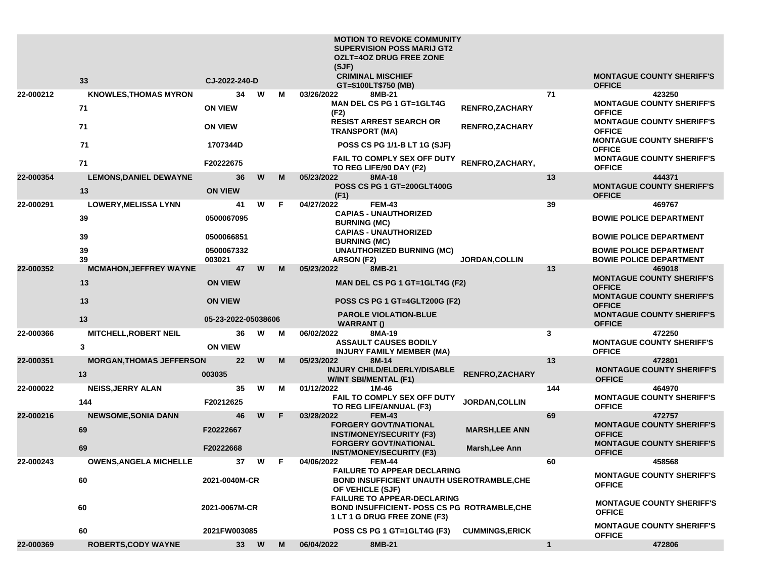| | | | | | | | | | |
|---|---|---|---|---|---|---|---|---|---|
| | 33 | CJ-2022-240-D | | | | MOTION TO REVOKE COMMUNITY SUPERVISION POSS MARIJ GT2 OZLT=4OZ DRUG FREE ZONE (SJF) CRIMINAL MISCHIEF GT=$100LT$750 (MB) | | | MONTAGUE COUNTY SHERIFF'S OFFICE |
| 22-000212 | KNOWLES,THOMAS MYRON | 34 | W | M | 03/26/2022 | 8MB-21 | | 71 | 423250 |
| | 71 | ON VIEW | | | | MAN DEL CS PG 1 GT=1GLT4G (F2) | RENFRO,ZACHARY | | MONTAGUE COUNTY SHERIFF'S OFFICE |
| | 71 | ON VIEW | | | | RESIST ARREST SEARCH OR TRANSPORT (MA) | RENFRO,ZACHARY | | MONTAGUE COUNTY SHERIFF'S OFFICE |
| | 71 | 1707344D | | | | POSS CS PG 1/1-B LT 1G (SJF) | | | MONTAGUE COUNTY SHERIFF'S OFFICE |
| | 71 | F20222675 | | | | FAIL TO COMPLY SEX OFF DUTY TO REG LIFE/90 DAY (F2) | RENFRO,ZACHARY, | | MONTAGUE COUNTY SHERIFF'S OFFICE |
| 22-000354 | LEMONS,DANIEL DEWAYNE | 36 | W | M | 05/23/2022 | 8MA-18 | | 13 | 444371 |
| | 13 | ON VIEW | | | | POSS CS PG 1 GT=200GLT400G (F1) | | | MONTAGUE COUNTY SHERIFF'S OFFICE |
| 22-000291 | LOWERY,MELISSA LYNN | 41 | W | F | 04/27/2022 | FEM-43 | | 39 | 469767 |
| | 39 | 0500067095 | | | | CAPIAS - UNAUTHORIZED BURNING (MC) | | | BOWIE POLICE DEPARTMENT |
| | 39 | 0500066851 | | | | CAPIAS - UNAUTHORIZED BURNING (MC) | | | BOWIE POLICE DEPARTMENT |
| | 39 | 0500067332 | | | | UNAUTHORIZED BURNING (MC) | | | BOWIE POLICE DEPARTMENT |
| | 39 | 003021 | | | | ARSON (F2) | JORDAN,COLLIN | | BOWIE POLICE DEPARTMENT |
| 22-000352 | MCMAHON,JEFFREY WAYNE | 47 | W | M | 05/23/2022 | 8MB-21 | | 13 | 469018 |
| | 13 | ON VIEW | | | | MAN DEL CS PG 1 GT=1GLT4G (F2) | | | MONTAGUE COUNTY SHERIFF'S OFFICE |
| | 13 | ON VIEW | | | | POSS CS PG 1 GT=4GLT200G (F2) | | | MONTAGUE COUNTY SHERIFF'S OFFICE |
| | 13 | 05-23-2022-05038606 | | | | PAROLE VIOLATION-BLUE WARRANT () | | | MONTAGUE COUNTY SHERIFF'S OFFICE |
| 22-000366 | MITCHELL,ROBERT NEIL | 36 | W | M | 06/02/2022 | 8MA-19 | | 3 | 472250 |
| | 3 | ON VIEW | | | | ASSAULT CAUSES BODILY INJURY FAMILY MEMBER (MA) | | | MONTAGUE COUNTY SHERIFF'S OFFICE |
| 22-000351 | MORGAN,THOMAS JEFFERSON | 22 | W | M | 05/23/2022 | 8M-14 | | 13 | 472801 |
| | 13 | 003035 | | | | INJURY CHILD/ELDERLY/DISABLE W/INT SBI/MENTAL (F1) | RENFRO,ZACHARY | | MONTAGUE COUNTY SHERIFF'S OFFICE |
| 22-000022 | NEISS,JERRY ALAN | 35 | W | M | 01/12/2022 | 1M-46 | | 144 | 464970 |
| | 144 | F20212625 | | | | FAIL TO COMPLY SEX OFF DUTY TO REG LIFE/ANNUAL (F3) | JORDAN,COLLIN | | MONTAGUE COUNTY SHERIFF'S OFFICE |
| 22-000216 | NEWSOME,SONIA DANN | 46 | W | F | 03/28/2022 | FEM-43 | | 69 | 472757 |
| | 69 | F20222667 | | | | FORGERY GOVT/NATIONAL INST/MONEY/SECURITY (F3) | MARSH,LEE ANN | | MONTAGUE COUNTY SHERIFF'S OFFICE |
| | 69 | F20222668 | | | | FORGERY GOVT/NATIONAL INST/MONEY/SECURITY (F3) | Marsh,Lee Ann | | MONTAGUE COUNTY SHERIFF'S OFFICE |
| 22-000243 | OWENS,ANGELA MICHELLE | 37 | W | F | 04/06/2022 | FEM-44 | | 60 | 458568 |
| | 60 | 2021-0040M-CR | | | | FAILURE TO APPEAR DECLARING BOND INSUFFICIENT UNAUTH USE OF VEHICLE (SJF) | ROTRAMBLE,CHE | | MONTAGUE COUNTY SHERIFF'S OFFICE |
| | 60 | 2021-0067M-CR | | | | FAILURE TO APPEAR-DECLARING BOND INSUFFICIENT- POSS CS PG 1 LT 1 G DRUG FREE ZONE (F3) | ROTRAMBLE,CHE | | MONTAGUE COUNTY SHERIFF'S OFFICE |
| | 60 | 2021FW003085 | | | | POSS CS PG 1 GT=1GLT4G (F3) | CUMMINGS,ERICK | | MONTAGUE COUNTY SHERIFF'S OFFICE |
| 22-000369 | ROBERTS,CODY WAYNE | 33 | W | M | 06/04/2022 | 8MB-21 | | 1 | 472806 |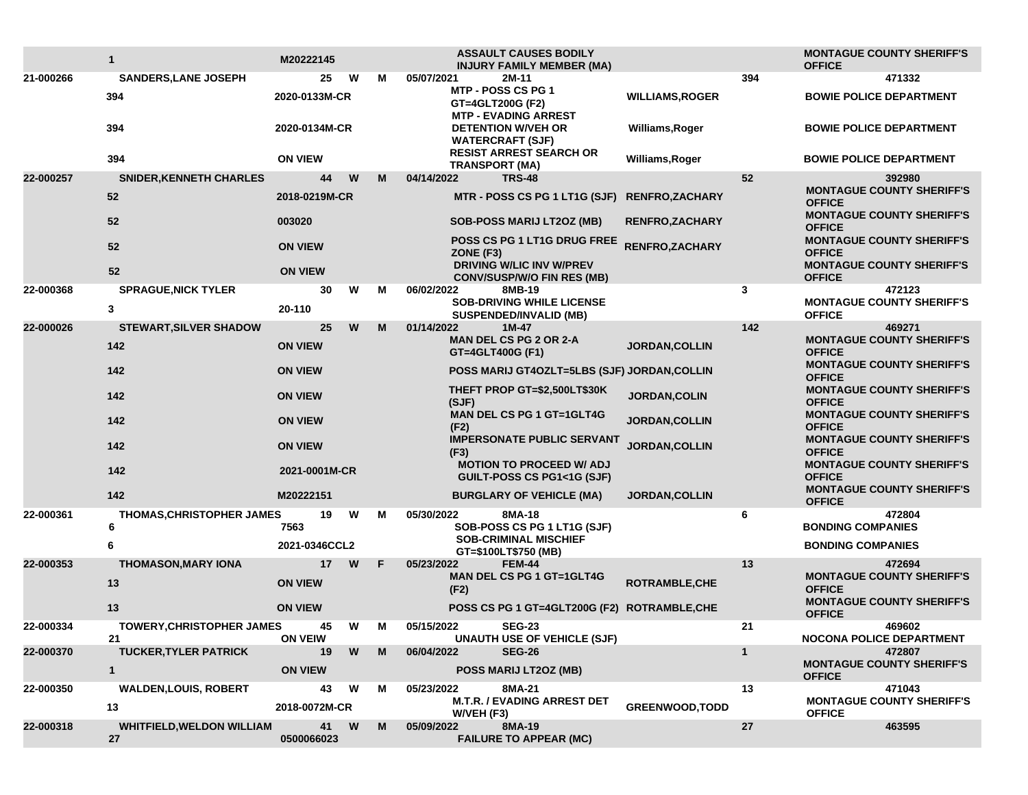| | | | | | | | | | | |
|---|---|---|---|---|---|---|---|---|---|---|
| | 1 | M20222145 | | | | | ASSAULT CAUSES BODILY INJURY FAMILY MEMBER (MA) | | | MONTAGUE COUNTY SHERIFF'S OFFICE |
| 21-000266 | SANDERS,LANE JOSEPH | 25 | W | M | 05/07/2021 | 2M-11 | | | 394 | 471332 |
| | 394 | 2020-0133M-CR | | | | | MTP - POSS CS PG 1 GT=4GLT200G (F2) | WILLIAMS,ROGER | | BOWIE POLICE DEPARTMENT |
| | 394 | 2020-0134M-CR | | | | | MTP - EVADING ARREST DETENTION W/VEH OR WATERCRAFT (SJF) | Williams,Roger | | BOWIE POLICE DEPARTMENT |
| | 394 | ON VIEW | | | | | RESIST ARREST SEARCH OR TRANSPORT (MA) | Williams,Roger | | BOWIE POLICE DEPARTMENT |
| 22-000257 | SNIDER,KENNETH CHARLES | 44 | W | M | 04/14/2022 | TRS-48 | | | 52 | 392980 |
| | 52 | 2018-0219M-CR | | | | | MTR - POSS CS PG 1 LT1G (SJF) | RENFRO,ZACHARY | | MONTAGUE COUNTY SHERIFF'S OFFICE |
| | 52 | 003020 | | | | | SOB-POSS MARIJ LT2OZ (MB) | RENFRO,ZACHARY | | MONTAGUE COUNTY SHERIFF'S OFFICE |
| | 52 | ON VIEW | | | | | POSS CS PG 1 LT1G DRUG FREE ZONE (F3) | RENFRO,ZACHARY | | MONTAGUE COUNTY SHERIFF'S OFFICE |
| | 52 | ON VIEW | | | | | DRIVING W/LIC INV W/PREV CONV/SUSP/W/O FIN RES (MB) | | | MONTAGUE COUNTY SHERIFF'S OFFICE |
| 22-000368 | SPRAGUE,NICK TYLER | 30 | W | M | 06/02/2022 | 8MB-19 | | | 3 | 472123 |
| | 3 | 20-110 | | | | | SOB-DRIVING WHILE LICENSE SUSPENDED/INVALID (MB) | | | MONTAGUE COUNTY SHERIFF'S OFFICE |
| 22-000026 | STEWART,SILVER SHADOW | 25 | W | M | 01/14/2022 | 1M-47 | | | 142 | 469271 |
| | 142 | ON VIEW | | | | | MAN DEL CS PG 2 OR 2-A GT=4GLT400G (F1) | JORDAN,COLLIN | | MONTAGUE COUNTY SHERIFF'S OFFICE |
| | 142 | ON VIEW | | | | | POSS MARIJ GT4OZLT=5LBS (SJF) | JORDAN,COLLIN | | MONTAGUE COUNTY SHERIFF'S OFFICE |
| | 142 | ON VIEW | | | | | THEFT PROP GT=$2,500LT$30K (SJF) | JORDAN,COLIN | | MONTAGUE COUNTY SHERIFF'S OFFICE |
| | 142 | ON VIEW | | | | | MAN DEL CS PG 1 GT=1GLT4G (F2) | JORDAN,COLLIN | | MONTAGUE COUNTY SHERIFF'S OFFICE |
| | 142 | ON VIEW | | | | | IMPERSONATE PUBLIC SERVANT (F3) | JORDAN,COLLIN | | MONTAGUE COUNTY SHERIFF'S OFFICE |
| | 142 | 2021-0001M-CR | | | | | MOTION TO PROCEED W/ ADJ GUILT-POSS CS PG1<1G (SJF) | | | MONTAGUE COUNTY SHERIFF'S OFFICE |
| | 142 | M20222151 | | | | | BURGLARY OF VEHICLE (MA) | JORDAN,COLLIN | | MONTAGUE COUNTY SHERIFF'S OFFICE |
| 22-000361 | THOMAS,CHRISTOPHER JAMES | 19 | W | M | 05/30/2022 | 8MA-18 | | | 6 | 472804 |
| | 6 | 7563 | | | | | SOB-POSS CS PG 1 LT1G (SJF) | | | BONDING COMPANIES |
| | 6 | 2021-0346CCL2 | | | | | SOB-CRIMINAL MISCHIEF GT=$100LT$750 (MB) | | | BONDING COMPANIES |
| 22-000353 | THOMASON,MARY IONA | 17 | W | F | 05/23/2022 | FEM-44 | | | 13 | 472694 |
| | 13 | ON VIEW | | | | | MAN DEL CS PG 1 GT=1GLT4G (F2) | ROTRAMBLE,CHE | | MONTAGUE COUNTY SHERIFF'S OFFICE |
| | 13 | ON VIEW | | | | | POSS CS PG 1 GT=4GLT200G (F2) | ROTRAMBLE,CHE | | MONTAGUE COUNTY SHERIFF'S OFFICE |
| 22-000334 | TOWERY,CHRISTOPHER JAMES | 45 | W | M | 05/15/2022 | SEG-23 | | | 21 | 469602 |
| | 21 | ON VIEW | | | | | UNAUTH USE OF VEHICLE (SJF) | | | NOCONA POLICE DEPARTMENT |
| 22-000370 | TUCKER,TYLER PATRICK | 19 | W | M | 06/04/2022 | SEG-26 | | | 1 | 472807 |
| | 1 | ON VIEW | | | | | POSS MARIJ LT2OZ (MB) | | | MONTAGUE COUNTY SHERIFF'S OFFICE |
| 22-000350 | WALDEN,LOUIS, ROBERT | 43 | W | M | 05/23/2022 | 8MA-21 | | | 13 | 471043 |
| | 13 | 2018-0072M-CR | | | | | M.T.R. / EVADING ARREST DET W/VEH (F3) | GREENWOOD,TODD | | MONTAGUE COUNTY SHERIFF'S OFFICE |
| 22-000318 | WHITFIELD,WELDON WILLIAM | 41 | W | M | 05/09/2022 | 8MA-19 | | | 27 | 463595 |
| | 27 | 0500066023 | | | | | FAILURE TO APPEAR (MC) | | | |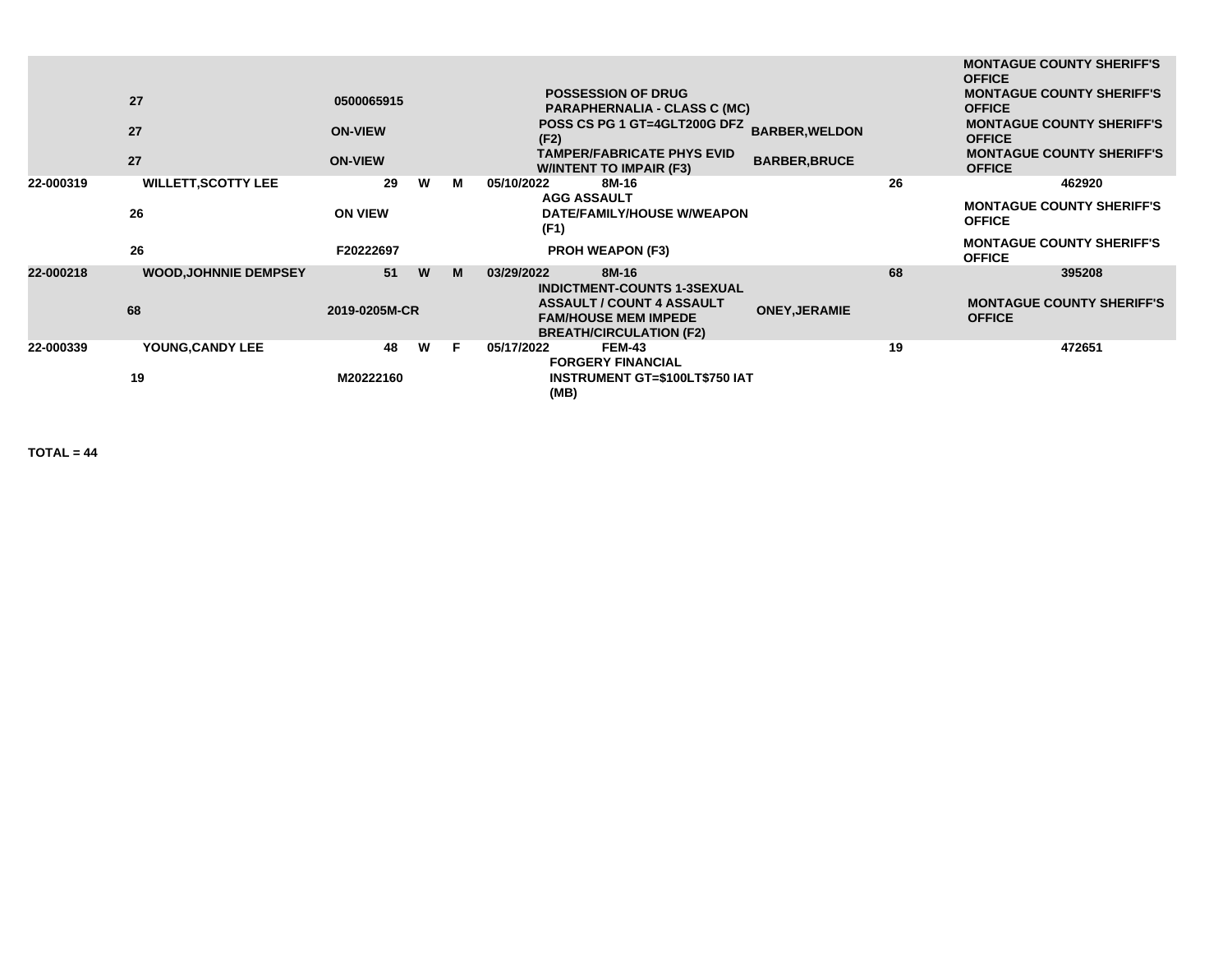| | | | | | | | | | | |
|---|---|---|---|---|---|---|---|---|---|---|
| | 27 | 0500065915 | | | | POSSESSION OF DRUG PARAPHERNALIA - CLASS C (MC) | | | | MONTAGUE COUNTY SHERIFF'S OFFICE<br>MONTAGUE COUNTY SHERIFF'S OFFICE |
| | 27 | ON-VIEW | | | | POSS CS PG 1 GT=4GLT200G DFZ (F2) | BARBER,WELDON | | | MONTAGUE COUNTY SHERIFF'S OFFICE |
| | 27 | ON-VIEW | | | | TAMPER/FABRICATE PHYS EVID W/INTENT TO IMPAIR (F3) | BARBER,BRUCE | | | MONTAGUE COUNTY SHERIFF'S OFFICE |
| 22-000319 | WILLETT,SCOTTY LEE | 29 | W | M | 05/10/2022 | 8M-16 | | 26 | | 462920 |
| | 26 | ON VIEW | | | | AGG ASSAULT DATE/FAMILY/HOUSE W/WEAPON (F1) | | | | MONTAGUE COUNTY SHERIFF'S OFFICE |
| | 26 | F20222697 | | | | PROH WEAPON (F3) | | | | MONTAGUE COUNTY SHERIFF'S OFFICE |
| 22-000218 | WOOD,JOHNNIE DEMPSEY | 51 | W | M | 03/29/2022 | 8M-16 | | 68 | | 395208 |
| | 68 | 2019-0205M-CR | | | | INDICTMENT-COUNTS 1-3SEXUAL ASSAULT / COUNT 4 ASSAULT FAM/HOUSE MEM IMPEDE BREATH/CIRCULATION (F2) | ONEY,JERAMIE | | | MONTAGUE COUNTY SHERIFF'S OFFICE |
| 22-000339 | YOUNG,CANDY LEE | 48 | W | F | 05/17/2022 | FEM-43 | | 19 | | 472651 |
| | 19 | M20222160 | | | | FORGERY FINANCIAL INSTRUMENT GT=$100LT$750 IAT (MB) | | | | |

TOTAL = 44